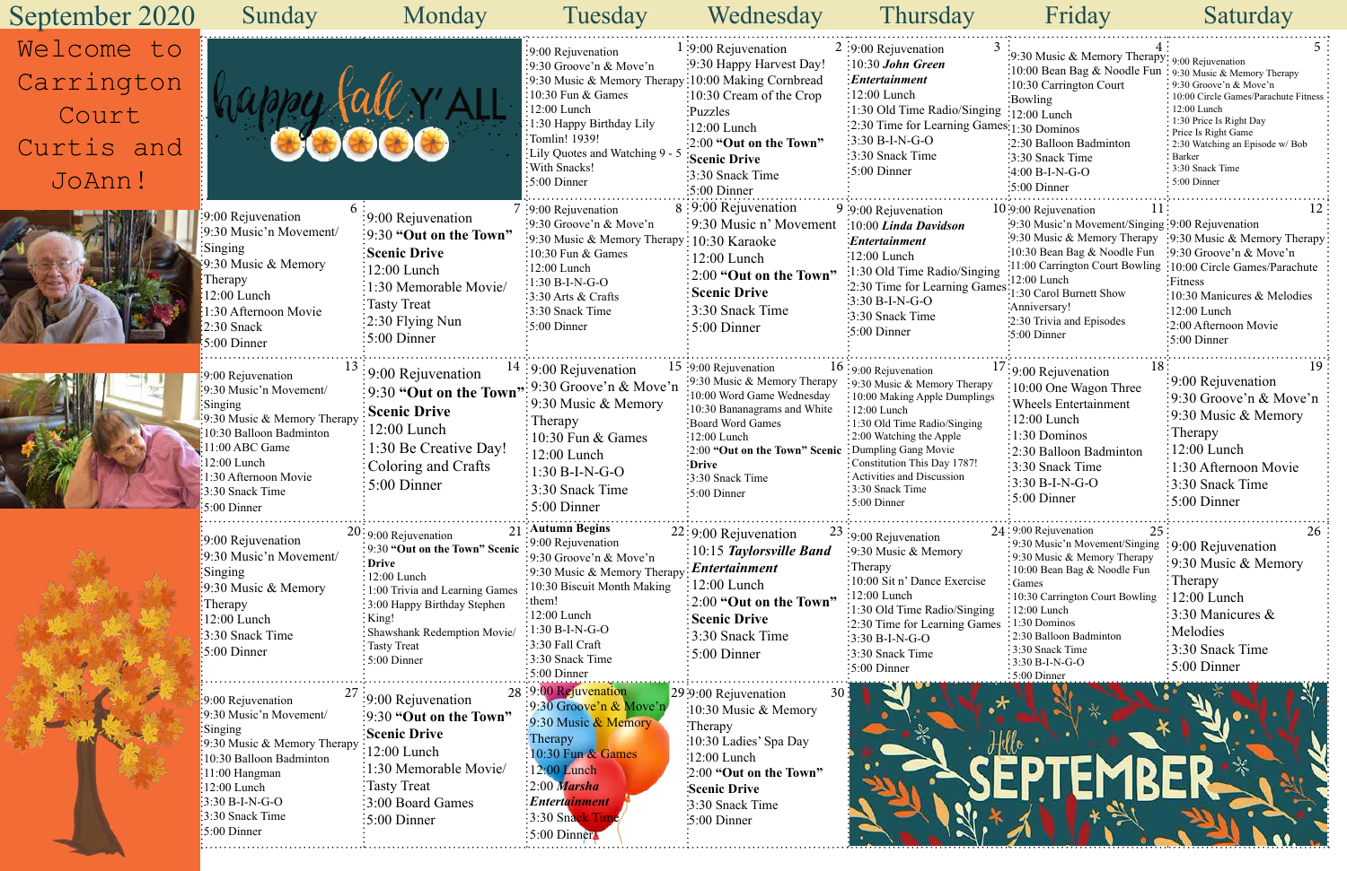# September 2020

Welcome to Carrington Court Curtis and JoAnn!

| Sunday | Monday | Tuesday | Wednesday | Thursday | Friday | Saturday |
|---|---|---|---|---|---|---|
| happy fall Y'ALL | | **1** 9:00 Rejuvenation<br>9:30 Groove'n & Move'n<br>9:30 Music & Memory Therapy<br>10:30 Fun & Games<br>12:00 Lunch<br>1:30 Happy Birthday Lily Tomlin! 1939!<br>Lily Quotes and Watching 9 - 5 With Snacks!<br>5:00 Dinner | **2** 9:00 Rejuvenation<br>9:30 Happy Harvest Day!<br>10:00 Making Cornbread<br>10:30 Cream of the Crop Puzzles<br>12:00 Lunch<br>2:00 **"Out on the Town" Scenic Drive**<br>3:30 Snack Time<br>5:00 Dinner | **3** 9:00 Rejuvenation<br>10:30 ***John Green Entertainment***<br>12:00 Lunch<br>1:30 Old Time Radio/Singing<br>2:30 Time for Learning Games<br>3:30 B-I-N-G-O<br>3:30 Snack Time<br>5:00 Dinner | **4** 9:30 Music & Memory Therapy<br>10:00 Bean Bag & Noodle Fun<br>10:30 Carrington Court Bowling<br>12:00 Lunch<br>1:30 Dominos<br>2:30 Balloon Badminton<br>3:30 Snack Time<br>4:00 B-I-N-G-O<br>5:00 Dinner | **5** 9:00 Rejuvenation<br>9:30 Music & Memory Therapy<br>9:30 Groove'n & Move'n<br>10:00 Circle Games/Parachute Fitness<br>12:00 Lunch<br>1:30 Price Is Right Day<br>Price Is Right Game<br>2:30 Watching an Episode w/ Bob Barker<br>3:30 Snack Time<br>5:00 Dinner |
| **6** 9:00 Rejuvenation<br>9:30 Music'n Movement/ Singing<br>9:30 Music & Memory Therapy<br>12:00 Lunch<br>1:30 Afternoon Movie<br>2:30 Snack<br>5:00 Dinner | **7** 9:00 Rejuvenation<br>9:30 **"Out on the Town" Scenic Drive**<br>12:00 Lunch<br>1:30 Memorable Movie/ Tasty Treat<br>2:30 Flying Nun<br>5:00 Dinner | **8** 9:00 Rejuvenation<br>9:30 Groove'n & Move'n<br>9:30 Music & Memory Therapy<br>10:30 Fun & Games<br>12:00 Lunch<br>1:30 B-I-N-G-O<br>3:30 Arts & Crafts<br>3:30 Snack Time<br>5:00 Dinner | **9** 9:00 Rejuvenation<br>9:30 Music n' Movement<br>10:30 Karaoke<br>12:00 Lunch<br>2:00 **"Out on the Town" Scenic Drive**<br>3:30 Snack Time<br>5:00 Dinner | **10** 9:00 Rejuvenation<br>10:00 ***Linda Davidson Entertainment***<br>12:00 Lunch<br>1:30 Old Time Radio/Singing<br>2:30 Time for Learning Games<br>3:30 B-I-N-G-O<br>3:30 Snack Time<br>5:00 Dinner | **11** 9:00 Rejuvenation<br>9:30 Music'n Movement/Singing<br>9:30 Music & Memory Therapy<br>10:30 Bean Bag & Noodle Fun<br>11:00 Carrington Court Bowling<br>12:00 Lunch<br>1:30 Carol Burnett Show Anniversary!<br>2:30 Trivia and Episodes<br>5:00 Dinner | **12** 9:00 Rejuvenation<br>9:30 Music & Memory Therapy<br>9:30 Groove'n & Move'n<br>10:00 Circle Games/Parachute Fitness<br>10:30 Manicures & Melodies<br>12:00 Lunch<br>2:00 Afternoon Movie<br>5:00 Dinner |
| **13** 9:00 Rejuvenation<br>9:30 Music'n Movement/ Singing<br>9:30 Music & Memory Therapy<br>10:30 Balloon Badminton<br>11:00 ABC Game<br>12:00 Lunch<br>1:30 Afternoon Movie<br>3:30 Snack Time<br>5:00 Dinner | **14** 9:00 Rejuvenation<br>9:30 **"Out on the Town" Scenic Drive**<br>12:00 Lunch<br>1:30 Be Creative Day!<br>Coloring and Crafts<br>5:00 Dinner | **15** 9:00 Rejuvenation<br>9:30 Groove'n & Move'n<br>9:30 Music & Memory Therapy<br>10:30 Fun & Games<br>12:00 Lunch<br>1:30 B-I-N-G-O<br>3:30 Snack Time<br>5:00 Dinner | **16** 9:00 Rejuvenation<br>9:30 Music & Memory Therapy<br>10:00 Word Game Wednesday<br>10:30 Bananagrams and White Board Word Games<br>12:00 Lunch<br>2:00 **"Out on the Town" Scenic Drive**<br>3:30 Snack Time<br>5:00 Dinner | **17** 9:00 Rejuvenation<br>9:30 Music & Memory Therapy<br>10:00 Making Apple Dumplings<br>12:00 Lunch<br>1:30 Old Time Radio/Singing<br>2:00 Watching the Apple Dumpling Gang Movie<br>Constitution This Day 1787!<br>Activities and Discussion<br>3:30 Snack Time<br>5:00 Dinner | **18** 9:00 Rejuvenation<br>10:00 One Wagon Three Wheels Entertainment<br>12:00 Lunch<br>1:30 Dominos<br>2:30 Balloon Badminton<br>3:30 Snack Time<br>3:30 B-I-N-G-O<br>5:00 Dinner | **19** 9:00 Rejuvenation<br>9:30 Groove'n & Move'n<br>9:30 Music & Memory Therapy<br>12:00 Lunch<br>1:30 Afternoon Movie<br>3:30 Snack Time<br>5:00 Dinner |
| **20** 9:00 Rejuvenation<br>9:30 Music'n Movement/ Singing<br>9:30 Music & Memory Therapy<br>12:00 Lunch<br>3:30 Snack Time<br>5:00 Dinner | **21** 9:00 Rejuvenation<br>9:30 **"Out on the Town" Scenic Drive**<br>12:00 Lunch<br>1:00 Trivia and Learning Games<br>3:00 Happy Birthday Stephen King!<br>Shawshank Redemption Movie/ Tasty Treat<br>5:00 Dinner | **22** **Autumn Begins**<br>9:00 Rejuvenation<br>9:30 Groove'n & Move'n<br>9:30 Music & Memory Therapy<br>10:30 Biscuit Month Making them!<br>12:00 Lunch<br>1:30 B-I-N-G-O<br>3:30 Fall Craft<br>3:30 Snack Time<br>5:00 Dinner | **23** 9:00 Rejuvenation<br>10:15 ***Taylorsville Band Entertainment***<br>12:00 Lunch<br>2:00 **"Out on the Town" Scenic Drive**<br>3:30 Snack Time<br>5:00 Dinner | **24** 9:00 Rejuvenation<br>9:30 Music & Memory Therapy<br>10:00 Sit n' Dance Exercise<br>12:00 Lunch<br>1:30 Old Time Radio/Singing<br>2:30 Time for Learning Games<br>3:30 B-I-N-G-O<br>3:30 Snack Time<br>5:00 Dinner | **25** 9:00 Rejuvenation<br>9:30 Music'n Movement/Singing<br>9:30 Music & Memory Therapy<br>10:00 Bean Bag & Noodle Fun Games<br>10:30 Carrington Court Bowling<br>12:00 Lunch<br>1:30 Dominos<br>2:30 Balloon Badminton<br>3:30 Snack Time<br>3:30 B-I-N-G-O<br>5:00 Dinner | **26** 9:00 Rejuvenation<br>9:30 Music & Memory Therapy<br>12:00 Lunch<br>3:30 Manicures & Melodies<br>3:30 Snack Time<br>5:00 Dinner |
| **27** 9:00 Rejuvenation<br>9:30 Music'n Movement/ Singing<br>9:30 Music & Memory Therapy<br>10:30 Balloon Badminton<br>11:00 Hangman<br>12:00 Lunch<br>3:30 B-I-N-G-O<br>3:30 Snack Time<br>5:00 Dinner | **28** 9:00 Rejuvenation<br>9:30 **"Out on the Town" Scenic Drive**<br>12:00 Lunch<br>1:30 Memorable Movie/ Tasty Treat<br>3:00 Board Games<br>5:00 Dinner | **29** 9:00 Rejuvenation<br>9:30 Groove'n & Move'n<br>9:30 Music & Memory Therapy<br>10:30 Fun & Games<br>12:00 Lunch<br>2:00 ***Marsha Entertainment***<br>3:30 Snack Time<br>5:00 Dinner | **30** 9:00 Rejuvenation<br>10:30 Music & Memory Therapy<br>10:30 Ladies' Spa Day<br>12:00 Lunch<br>2:00 **"Out on the Town" Scenic Drive**<br>3:30 Snack Time<br>5:00 Dinner | Hello SEPTEMBER | | |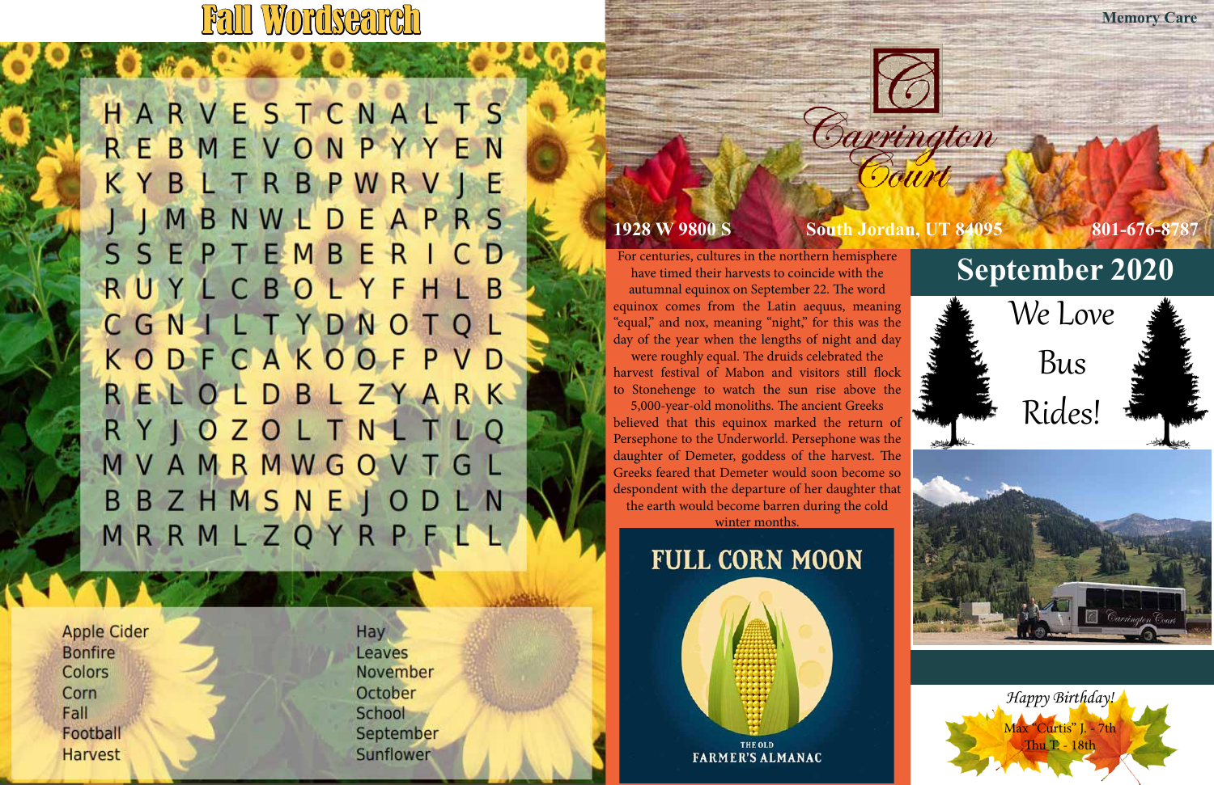# Fall Wordsearch

```
H A R V E S T C N A L T S
R E B M E V O N P Y Y E N
K Y B L T R B P W R V J E
J J M B N W L D E A P R S
S S E P T E M B E R I C D
R U Y L C B O L Y F H L B
C G N I L T Y D N O T Q L
K O D F C A K O O F P V D
R E L O L D B L Z Y A R K
R Y J O Z O L T N L T L Q
M V A M R M W G O V T G L
B B Z H M S N E J O D L N
M R R M L Z Q Y R P F L L
```

- Apple Cider
- Bonfire
- Colors
- Corn
- Fall
- Football
- Harvest
- Hay
- Leaves
- November
- October
- School
- September
- Sunflower

Memory Care

Carrington Court

1928 W 9800 S South Jordan, UT 84095 801-676-8787

For centuries, cultures in the northern hemisphere have timed their harvests to coincide with the autumnal equinox on September 22. The word equinox comes from the Latin aequus, meaning "equal," and nox, meaning "night," for this was the day of the year when the lengths of night and day were roughly equal. The druids celebrated the harvest festival of Mabon and visitors still flock to Stonehenge to watch the sun rise above the 5,000-year-old monoliths. The ancient Greeks believed that this equinox marked the return of Persephone to the Underworld. Persephone was the daughter of Demeter, goddess of the harvest. The Greeks feared that Demeter would soon become so despondent with the departure of her daughter that the earth would become barren during the cold winter months.

FULL CORN MOON

THE OLD FARMER'S ALMANAC

## September 2020

We Love Bus Rides!

*Happy Birthday!*

Max "Curtis" J. - 7th

Thu T. - 18th